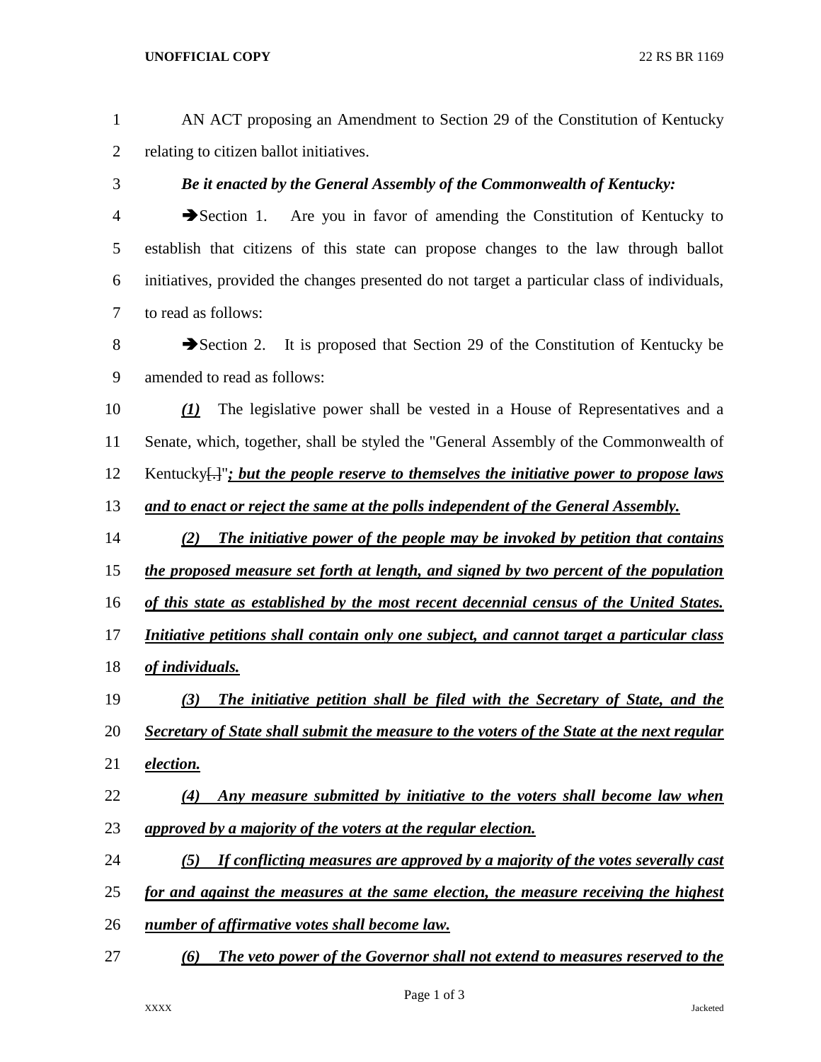AN ACT proposing an Amendment to Section 29 of the Constitution of Kentucky relating to citizen ballot initiatives.

***Be it enacted by the General Assembly of the Commonwealth of Kentucky:***

➔Section 1. Are you in favor of amending the Constitution of Kentucky to establish that citizens of this state can propose changes to the law through ballot initiatives, provided the changes presented do not target a particular class of individuals, to read as follows:

➔Section 2. It is proposed that Section 29 of the Constitution of Kentucky be amended to read as follows:

***(1)*** The legislative power shall be vested in a House of Representatives and a Senate, which, together, shall be styled the "General Assembly of the Commonwealth of Kentucky[.]"***; but the people reserve to themselves the initiative power to propose laws and to enact or reject the same at the polls independent of the General Assembly.***

***(2) The initiative power of the people may be invoked by petition that contains the proposed measure set forth at length, and signed by two percent of the population of this state as established by the most recent decennial census of the United States. Initiative petitions shall contain only one subject, and cannot target a particular class of individuals.***

***(3) The initiative petition shall be filed with the Secretary of State, and the Secretary of State shall submit the measure to the voters of the State at the next regular election.***

***(4) Any measure submitted by initiative to the voters shall become law when approved by a majority of the voters at the regular election.***

***(5) If conflicting measures are approved by a majority of the votes severally cast for and against the measures at the same election, the measure receiving the highest number of affirmative votes shall become law.***

***(6) The veto power of the Governor shall not extend to measures reserved to the***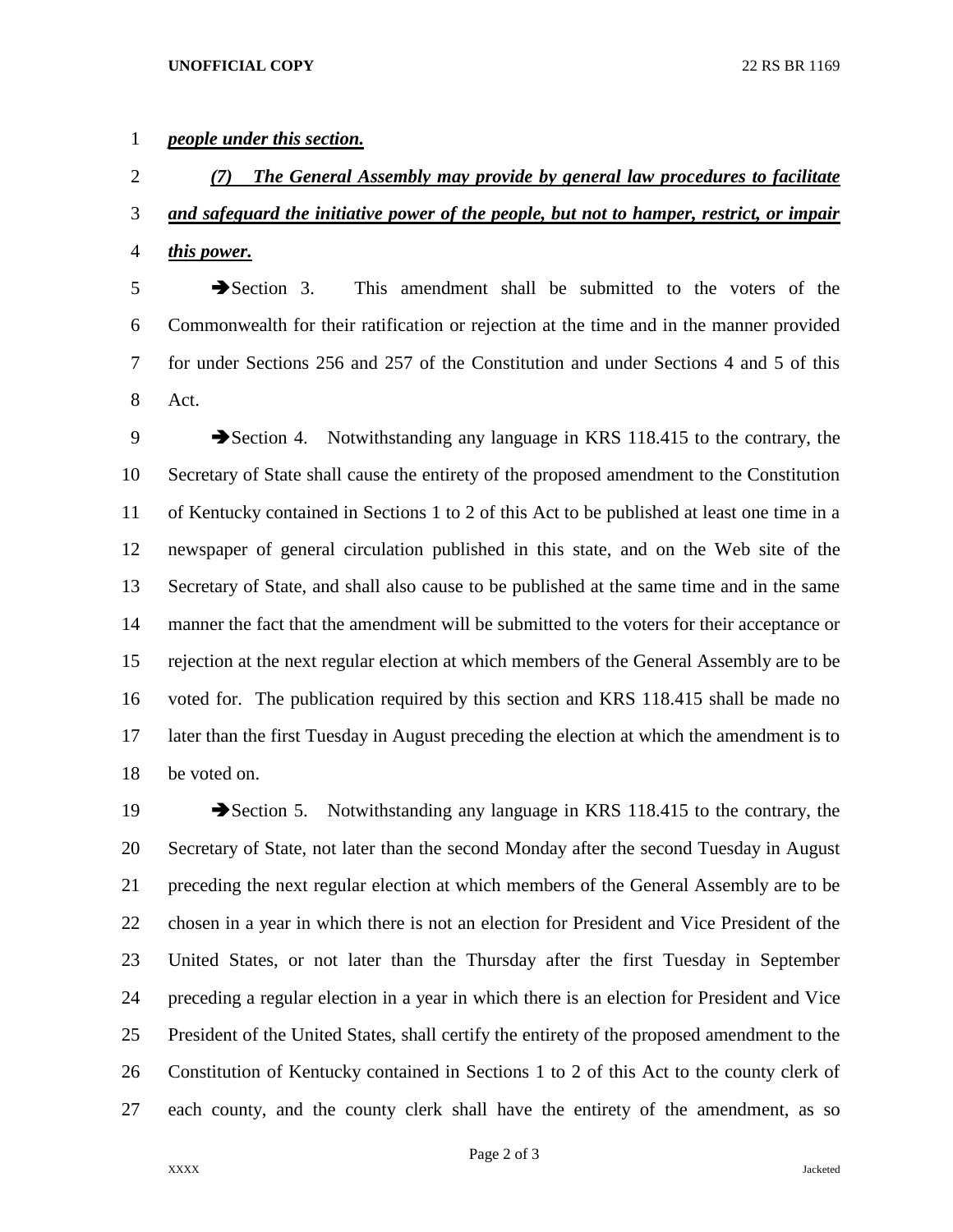***people under this section.***

***(7) The General Assembly may provide by general law procedures to facilitate and safeguard the initiative power of the people, but not to hamper, restrict, or impair this power.***

➔Section 3. This amendment shall be submitted to the voters of the Commonwealth for their ratification or rejection at the time and in the manner provided for under Sections 256 and 257 of the Constitution and under Sections 4 and 5 of this Act.

➔Section 4. Notwithstanding any language in KRS 118.415 to the contrary, the Secretary of State shall cause the entirety of the proposed amendment to the Constitution of Kentucky contained in Sections 1 to 2 of this Act to be published at least one time in a newspaper of general circulation published in this state, and on the Web site of the Secretary of State, and shall also cause to be published at the same time and in the same manner the fact that the amendment will be submitted to the voters for their acceptance or rejection at the next regular election at which members of the General Assembly are to be voted for. The publication required by this section and KRS 118.415 shall be made no later than the first Tuesday in August preceding the election at which the amendment is to be voted on.

➔Section 5. Notwithstanding any language in KRS 118.415 to the contrary, the Secretary of State, not later than the second Monday after the second Tuesday in August preceding the next regular election at which members of the General Assembly are to be chosen in a year in which there is not an election for President and Vice President of the United States, or not later than the Thursday after the first Tuesday in September preceding a regular election in a year in which there is an election for President and Vice President of the United States, shall certify the entirety of the proposed amendment to the Constitution of Kentucky contained in Sections 1 to 2 of this Act to the county clerk of each county, and the county clerk shall have the entirety of the amendment, as so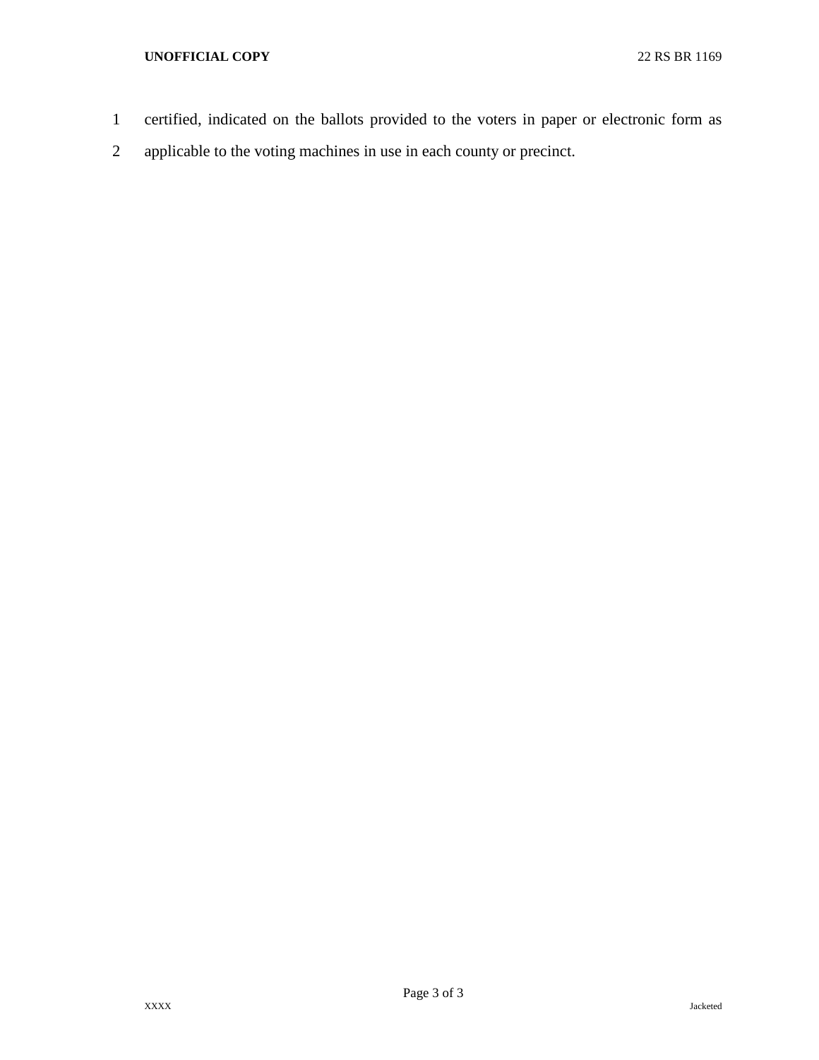certified, indicated on the ballots provided to the voters in paper or electronic form as applicable to the voting machines in use in each county or precinct.